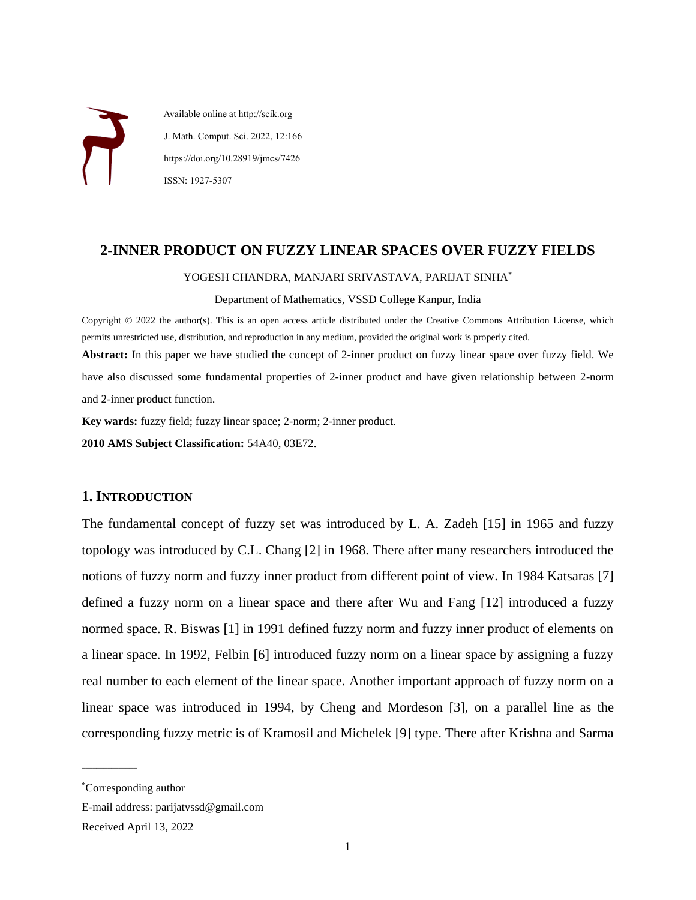Available online at http://scik.org

J. Math. Comput. Sci. 2022, 12:166

https://doi.org/10.28919/jmcs/7426

ISSN: 1927-5307

# 2-INNER PRODUCT ON FUZZY LINEAR SPACES OVER FUZZY FIELDS

YOGESH CHANDRA, MANJARI SRIVASTAVA, PARIJAT SINHA*

Department of Mathematics, VSSD College Kanpur, India

Copyright © 2022 the author(s). This is an open access article distributed under the Creative Commons Attribution License, which permits unrestricted use, distribution, and reproduction in any medium, provided the original work is properly cited.

**Abstract:** In this paper we have studied the concept of 2-inner product on fuzzy linear space over fuzzy field. We have also discussed some fundamental properties of 2-inner product and have given relationship between 2-norm and 2-inner product function.

**Key wards:** fuzzy field; fuzzy linear space; 2-norm; 2-inner product.

**2010 AMS Subject Classification:** 54A40, 03E72.

## 1. INTRODUCTION

The fundamental concept of fuzzy set was introduced by L. A. Zadeh [15] in 1965 and fuzzy topology was introduced by C.L. Chang [2] in 1968. There after many researchers introduced the notions of fuzzy norm and fuzzy inner product from different point of view. In 1984 Katsaras [7] defined a fuzzy norm on a linear space and there after Wu and Fang [12] introduced a fuzzy normed space. R. Biswas [1] in 1991 defined fuzzy norm and fuzzy inner product of elements on a linear space. In 1992, Felbin [6] introduced fuzzy norm on a linear space by assigning a fuzzy real number to each element of the linear space. Another important approach of fuzzy norm on a linear space was introduced in 1994, by Cheng and Mordeson [3], on a parallel line as the corresponding fuzzy metric is of Kramosil and Michelek [9] type. There after Krishna and Sarma

---

*Corresponding author

E-mail address: parijatvssd@gmail.com

Received April 13, 2022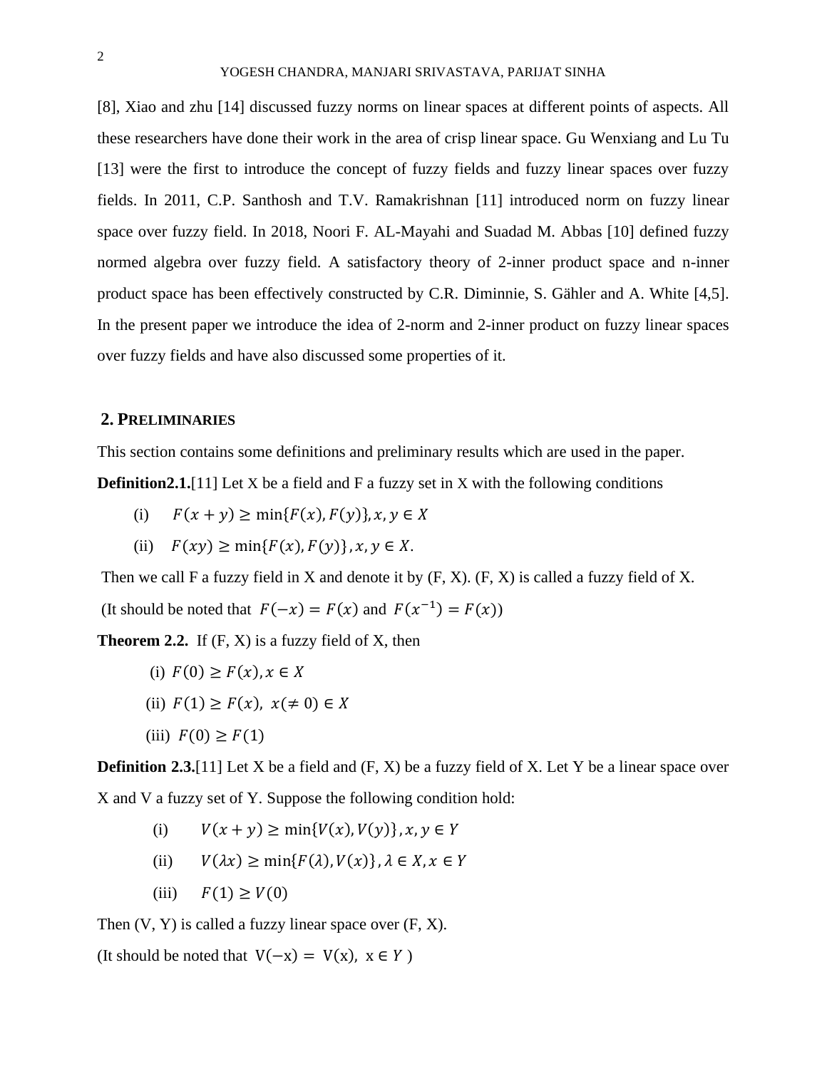[8], Xiao and zhu [14] discussed fuzzy norms on linear spaces at different points of aspects. All these researchers have done their work in the area of crisp linear space. Gu Wenxiang and Lu Tu [13] were the first to introduce the concept of fuzzy fields and fuzzy linear spaces over fuzzy fields. In 2011, C.P. Santhosh and T.V. Ramakrishnan [11] introduced norm on fuzzy linear space over fuzzy field. In 2018, Noori F. AL-Mayahi and Suadad M. Abbas [10] defined fuzzy normed algebra over fuzzy field. A satisfactory theory of 2-inner product space and n-inner product space has been effectively constructed by C.R. Diminnie, S. Gähler and A. White [4,5]. In the present paper we introduce the idea of 2-norm and 2-inner product on fuzzy linear spaces over fuzzy fields and have also discussed some properties of it.

## 2. PRELIMINARIES

This section contains some definitions and preliminary results which are used in the paper.

**Definition2.1.**[11] Let X be a field and F a fuzzy set in X with the following conditions

(i) $F(x+y) \geq \min\{F(x), F(y)\}, x, y \in X$

(ii) $F(xy) \geq \min\{F(x), F(y)\}, x, y \in X.$

Then we call F a fuzzy field in X and denote it by (F, X). (F, X) is called a fuzzy field of X.

(It should be noted that $F(-x) = F(x)$ and $F(x^{-1}) = F(x)$)

**Theorem 2.2.** If (F, X) is a fuzzy field of X, then

(i) $F(0) \geq F(x), x \in X$

(ii) $F(1) \geq F(x),\ x(\neq 0) \in X$

(iii) $F(0) \geq F(1)$

**Definition 2.3.**[11] Let X be a field and (F, X) be a fuzzy field of X. Let Y be a linear space over X and V a fuzzy set of Y. Suppose the following condition hold:

(i) $V(x+y) \geq \min\{V(x), V(y)\}, x, y \in Y$

(ii) $V(\lambda x) \geq \min\{F(\lambda), V(x)\}, \lambda \in X, x \in Y$

(iii) $F(1) \geq V(0)$

Then (V, Y) is called a fuzzy linear space over (F, X).

(It should be noted that $V(-x) = V(x),\ x \in Y$ )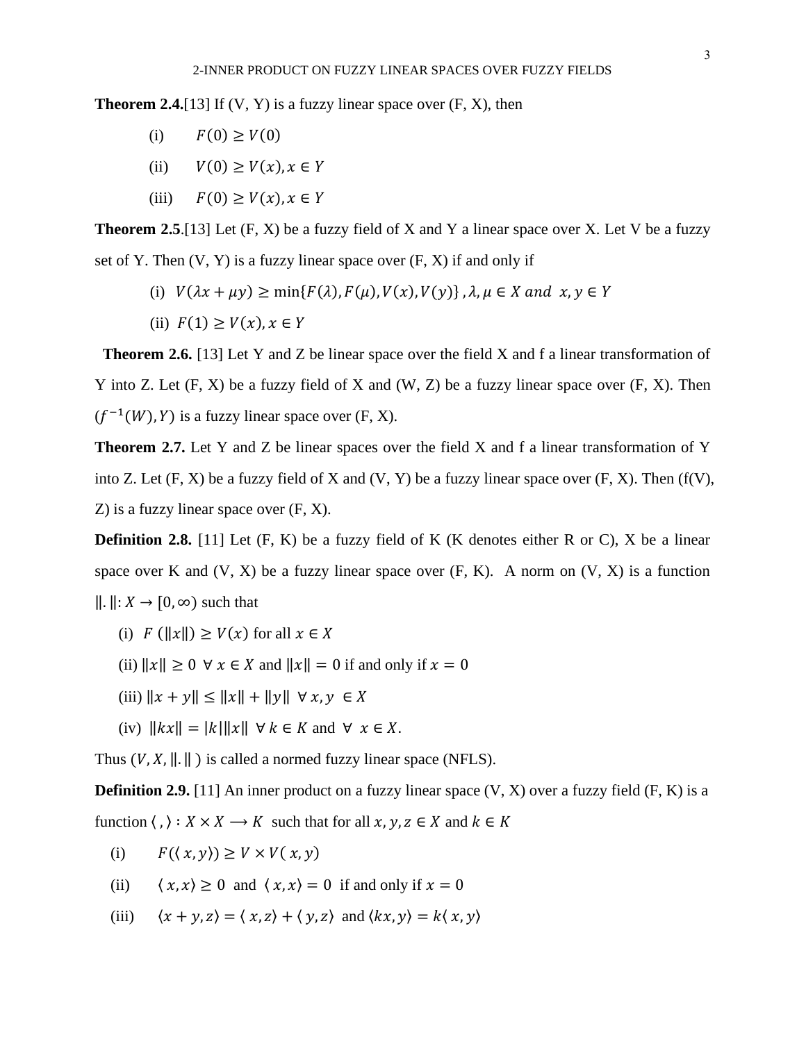**Theorem 2.4.**[13] If (V, Y) is a fuzzy linear space over (F, X), then

(i) $F(0) \geq V(0)$

(ii) $V(0) \geq V(x), x \in Y$

(iii) $F(0) \geq V(x), x \in Y$

**Theorem 2.5**.[13] Let (F, X) be a fuzzy field of X and Y a linear space over X. Let V be a fuzzy set of Y. Then (V, Y) is a fuzzy linear space over (F, X) if and only if

(i) $V(\lambda x + \mu y) \geq \min\{F(\lambda), F(\mu), V(x), V(y)\}, \lambda, \mu \in X \text{ and } x, y \in Y$

(ii) $F(1) \geq V(x), x \in Y$

**Theorem 2.6.** [13] Let Y and Z be linear space over the field X and f a linear transformation of Y into Z. Let (F, X) be a fuzzy field of X and (W, Z) be a fuzzy linear space over (F, X). Then $(f^{-1}(W), Y)$ is a fuzzy linear space over (F, X).

**Theorem 2.7.** Let Y and Z be linear spaces over the field X and f a linear transformation of Y into Z. Let (F, X) be a fuzzy field of X and (V, Y) be a fuzzy linear space over (F, X). Then (f(V), Z) is a fuzzy linear space over (F, X).

**Definition 2.8.** [11] Let (F, K) be a fuzzy field of K (K denotes either R or C), X be a linear space over K and (V, X) be a fuzzy linear space over (F, K). A norm on (V, X) is a function $\|.\|: X \to [0, \infty)$ such that

(i) $F(\|x\|) \geq V(x)$ for all $x \in X$

(ii) $\|x\| \geq 0 \ \forall \ x \in X$ and $\|x\| = 0$ if and only if $x = 0$

(iii) $\|x + y\| \leq \|x\| + \|y\| \ \forall \ x, y \in X$

(iv) $\|kx\| = |k|\|x\| \ \forall \ k \in K$ and $\forall \ x \in X$.

Thus $(V, X, \|.\|)$ is called a normed fuzzy linear space (NFLS).

**Definition 2.9.** [11] An inner product on a fuzzy linear space (V, X) over a fuzzy field (F, K) is a function $\langle , \rangle : X \times X \longrightarrow K$ such that for all $x, y, z \in X$ and $k \in K$

(i) $F(\langle x, y \rangle) \geq V \times V(x, y)$

(ii) $\langle x, x \rangle \geq 0$ and $\langle x, x \rangle = 0$ if and only if $x = 0$

(iii) $\langle x + y, z \rangle = \langle x, z \rangle + \langle y, z \rangle$ and $\langle kx, y \rangle = k\langle x, y \rangle$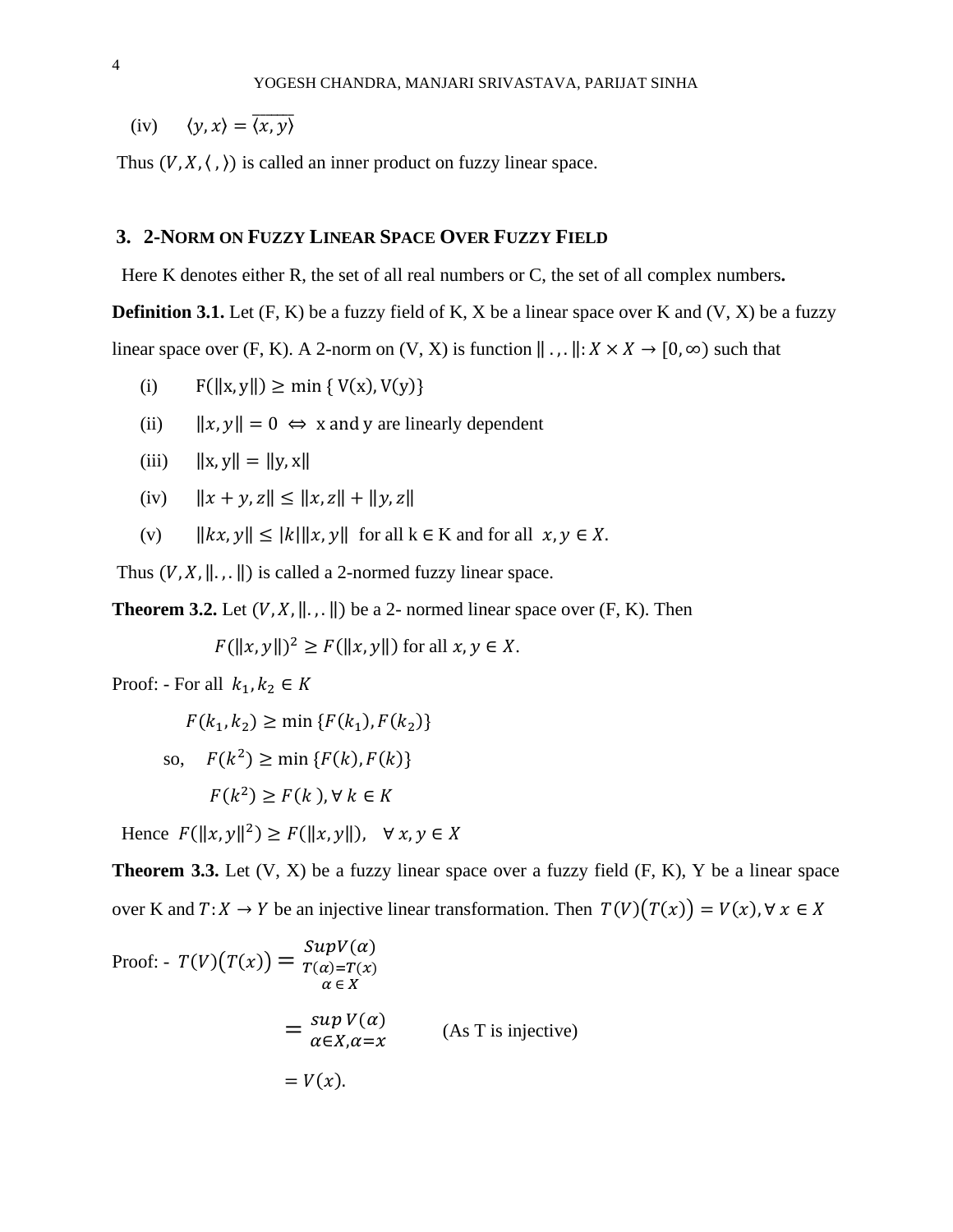(iv) $\langle y, x \rangle = \overline{\langle x, y \rangle}$

Thus $(V, X, \langle \, , \rangle)$ is called an inner product on fuzzy linear space.

## 3. 2-Norm on Fuzzy Linear Space Over Fuzzy Field

Here K denotes either R, the set of all real numbers or C, the set of all complex numbers.

**Definition 3.1.** Let (F, K) be a fuzzy field of K, X be a linear space over K and (V, X) be a fuzzy linear space over (F, K). A 2-norm on (V, X) is function $\| \, .\, , . \, \|: X \times X \to [0, \infty)$ such that

(i) $F(\|x, y\|) \geq \min \{ V(x), V(y)\}$

(ii) $\|x, y\| = 0 \Leftrightarrow$ x and y are linearly dependent

(iii) $\|x, y\| = \|y, x\|$

(iv) $\|x + y, z\| \leq \|x, z\| + \|y, z\|$

(v) $\|kx, y\| \leq |k|\|x, y\|$ for all k ∈ K and for all $x, y \in X$.

Thus $(V, X, \|.\, , .\|)$ is called a 2-normed fuzzy linear space.

**Theorem 3.2.** Let $(V, X, \|.\, , .\|)$ be a 2- normed linear space over (F, K). Then

$$F(\|x, y\|)^2 \geq F(\|x, y\|) \text{ for all } x, y \in X.$$

Proof: - For all $k_1, k_2 \in K$

$$F(k_1, k_2) \geq \min \{F(k_1), F(k_2)\}$$

so, $\quad F(k^2) \geq \min \{F(k), F(k)\}$

$$F(k^2) \geq F(k), \forall\, k \in K$$

Hence $F(\|x, y\|^2) \geq F(\|x, y\|), \quad \forall\, x, y \in X$

**Theorem 3.3.** Let (V, X) be a fuzzy linear space over a fuzzy field (F, K), Y be a linear space over K and $T: X \to Y$ be an injective linear transformation. Then $T(V)(T(x)) = V(x), \forall\, x \in X$

Proof: - $T(V)(T(x)) = \displaystyle\sup_{\substack{T(\alpha)=T(x) \\ \alpha \in X}} V(\alpha)$

$$= \sup_{\alpha \in X, \alpha = x} V(\alpha) \qquad \text{(As T is injective)}$$

$$= V(x).$$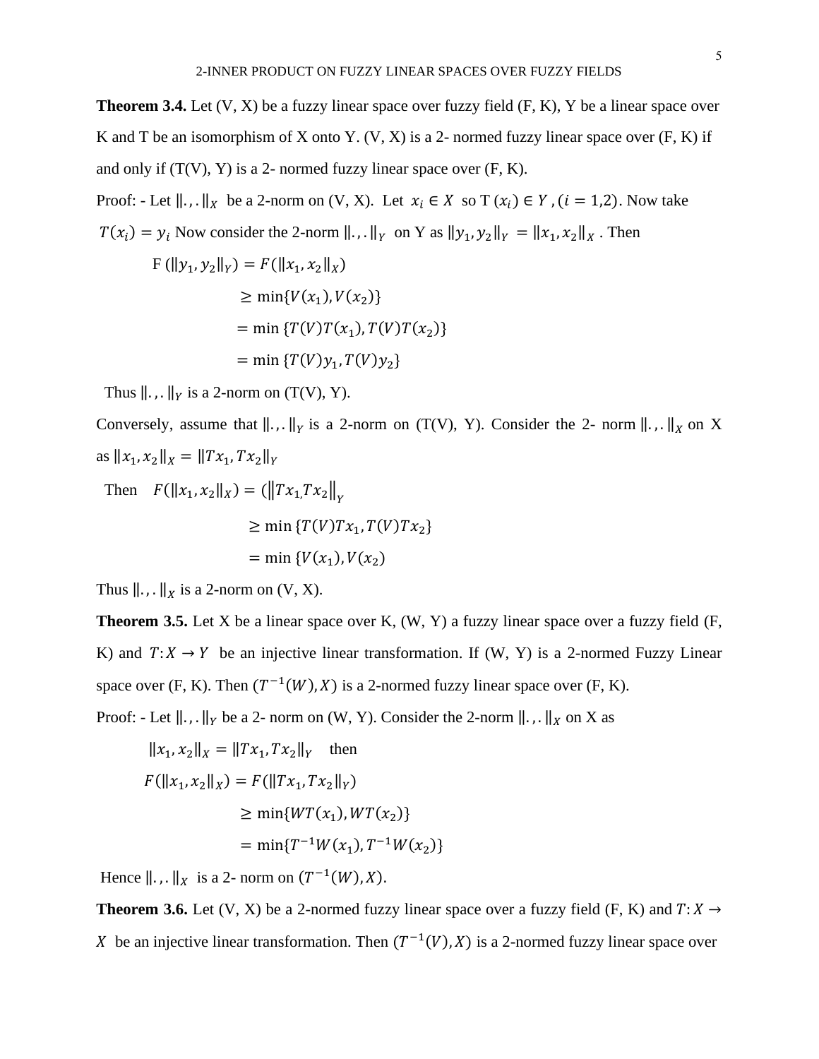**Theorem 3.4.** Let (V, X) be a fuzzy linear space over fuzzy field (F, K), Y be a linear space over K and T be an isomorphism of X onto Y. (V, X) is a 2- normed fuzzy linear space over (F, K) if and only if (T(V), Y) is a 2- normed fuzzy linear space over (F, K).

Proof: - Let $\|.,.\|_X$ be a 2-norm on (V, X). Let $x_i \in X$ so T $(x_i) \in Y$, $(i = 1,2)$. Now take $T(x_i) = y_i$ Now consider the 2-norm $\|.,.\|_Y$ on Y as $\|y_1, y_2\|_Y = \|x_1, x_2\|_X$ . Then

$$
\begin{aligned}
\text{F }(\|y_1, y_2\|_Y) &= F(\|x_1, x_2\|_X) \\
&\geq \min\{V(x_1), V(x_2)\} \\
&= \min\{T(V)T(x_1), T(V)T(x_2)\} \\
&= \min\{T(V)y_1, T(V)y_2\}
\end{aligned}
$$

Thus $\|.,.\|_Y$ is a 2-norm on (T(V), Y).

Conversely, assume that $\|.,.\|_Y$ is a 2-norm on (T(V), Y). Consider the 2- norm $\|.,.\|_X$ on X as $\|x_1, x_2\|_X = \|Tx_1, Tx_2\|_Y$

$$
\begin{aligned}
\text{Then} \quad F(\|x_1, x_2\|_X) &= (\|Tx_1, Tx_2\|_Y \\
&\geq \min\{T(V)Tx_1, T(V)Tx_2\} \\
&= \min\{V(x_1), V(x_2)
\end{aligned}
$$

Thus $\|.,.\|_X$ is a 2-norm on (V, X).

**Theorem 3.5.** Let X be a linear space over K, (W, Y) a fuzzy linear space over a fuzzy field (F, K) and $T: X \to Y$ be an injective linear transformation. If (W, Y) is a 2-normed Fuzzy Linear space over (F, K). Then $(T^{-1}(W), X)$ is a 2-normed fuzzy linear space over (F, K).

Proof: - Let $\|.,.\|_Y$ be a 2- norm on (W, Y). Consider the 2-norm $\|.,.\|_X$ on X as

$$
\begin{aligned}
&\|x_1, x_2\|_X = \|Tx_1, Tx_2\|_Y \quad \text{then} \\
&F(\|x_1, x_2\|_X) = F(\|Tx_1, Tx_2\|_Y) \\
&\qquad \geq \min\{WT(x_1), WT(x_2)\} \\
&\qquad = \min\{T^{-1}W(x_1), T^{-1}W(x_2)\}
\end{aligned}
$$

Hence $\|.,.\|_X$ is a 2- norm on $(T^{-1}(W), X)$.

**Theorem 3.6.** Let (V, X) be a 2-normed fuzzy linear space over a fuzzy field (F, K) and $T: X \to X$ be an injective linear transformation. Then $(T^{-1}(V), X)$ is a 2-normed fuzzy linear space over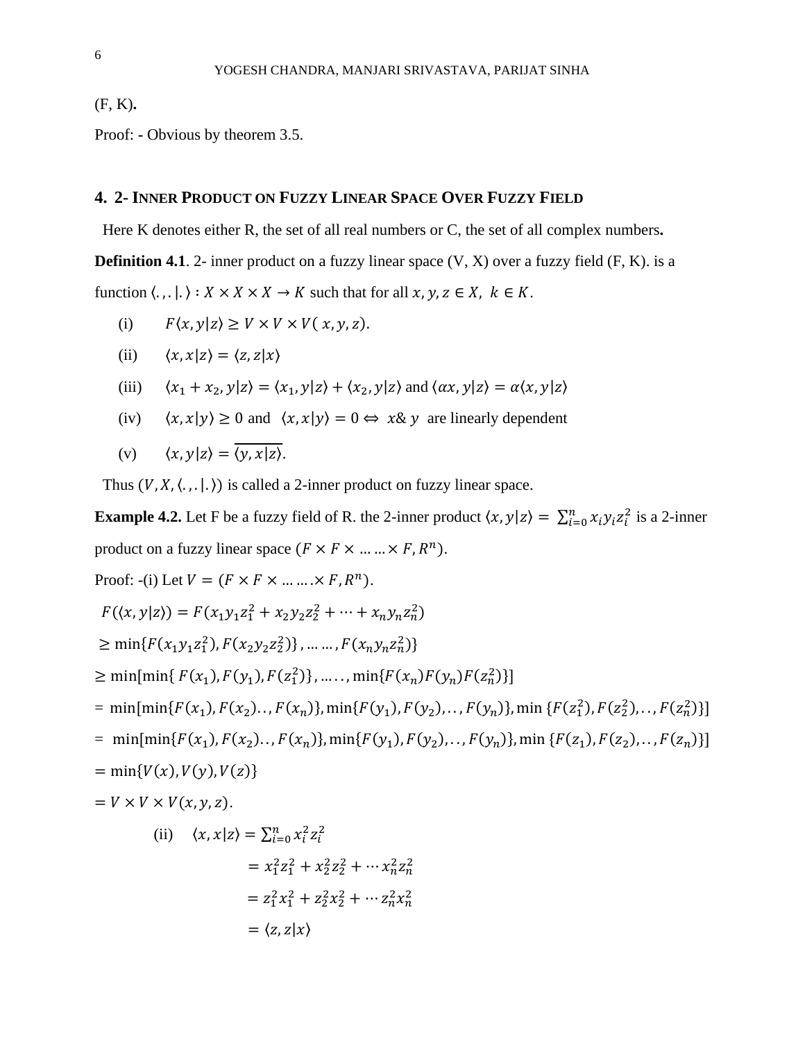(F, K)**.**

Proof: - Obvious by theorem 3.5.

## 4. 2- Inner Product on Fuzzy Linear Space Over Fuzzy Field

Here K denotes either R, the set of all real numbers or C, the set of all complex numbers**.**

**Definition 4.1**. 2- inner product on a fuzzy linear space (V, X) over a fuzzy field (F, K). is a function $\langle .,. |. \rangle : X \times X \times X \to K$ such that for all $x, y, z \in X,\ k \in K$.

(i) $F\langle x, y|z\rangle \geq V \times V \times V(\ x, y, z)$.

(ii) $\langle x, x|z\rangle = \langle z, z|x\rangle$

(iii) $\langle x_1 + x_2, y|z\rangle = \langle x_1, y|z\rangle + \langle x_2, y|z\rangle$ and $\langle \alpha x, y|z\rangle = \alpha\langle x, y|z\rangle$

(iv) $\langle x, x|y\rangle \geq 0$ and $\langle x, x|y\rangle = 0 \Leftrightarrow\ x \& \ y$ are linearly dependent

(v) $\langle x, y|z\rangle = \overline{\langle y, x|z\rangle}$.

Thus $(V, X, \langle .,. |. \rangle)$ is called a 2-inner product on fuzzy linear space.

**Example 4.2.** Let F be a fuzzy field of R. the 2-inner product $\langle x, y|z\rangle = \sum_{i=0}^{n} x_i y_i z_i^2$ is a 2-inner product on a fuzzy linear space $(F \times F \times \ldots\ldots \times F, R^n)$.

Proof: -(i) Let $V = (F \times F \times \ldots\ldots \times F, R^n)$.

$F(\langle x, y|z\rangle) = F(x_1 y_1 z_1^2 + x_2 y_2 z_2^2 + \cdots + x_n y_n z_n^2)$

$\geq \min\{F(x_1 y_1 z_1^2), F(x_2 y_2 z_2^2)\}, \ldots\ldots, F(x_n y_n z_n^2)\}$

$\geq \min[\min\{\ F(x_1), F(y_1), F(z_1^2)\}, \ldots\ldots, \min\{F(x_n)F(y_n)F(z_n^2)\}]$

$= \min[\min\{F(x_1), F(x_2)\ldots, F(x_n)\}, \min\{F(y_1), F(y_2), \ldots, F(y_n)\}, \min\{F(z_1^2), F(z_2^2), \ldots, F(z_n^2)\}]$

$= \min[\min\{F(x_1), F(x_2)\ldots, F(x_n)\}, \min\{F(y_1), F(y_2), \ldots, F(y_n)\}, \min\{F(z_1), F(z_2), \ldots, F(z_n)\}]$

$= \min\{V(x), V(y), V(z)\}$

$= V \times V \times V(x, y, z)$.

(ii) $\langle x, x|z\rangle = \sum_{i=0}^{n} x_i^2 z_i^2$

$= x_1^2 z_1^2 + x_2^2 z_2^2 + \cdots x_n^2 z_n^2$

$= z_1^2 x_1^2 + z_2^2 x_2^2 + \cdots z_n^2 x_n^2$

$= \langle z, z|x\rangle$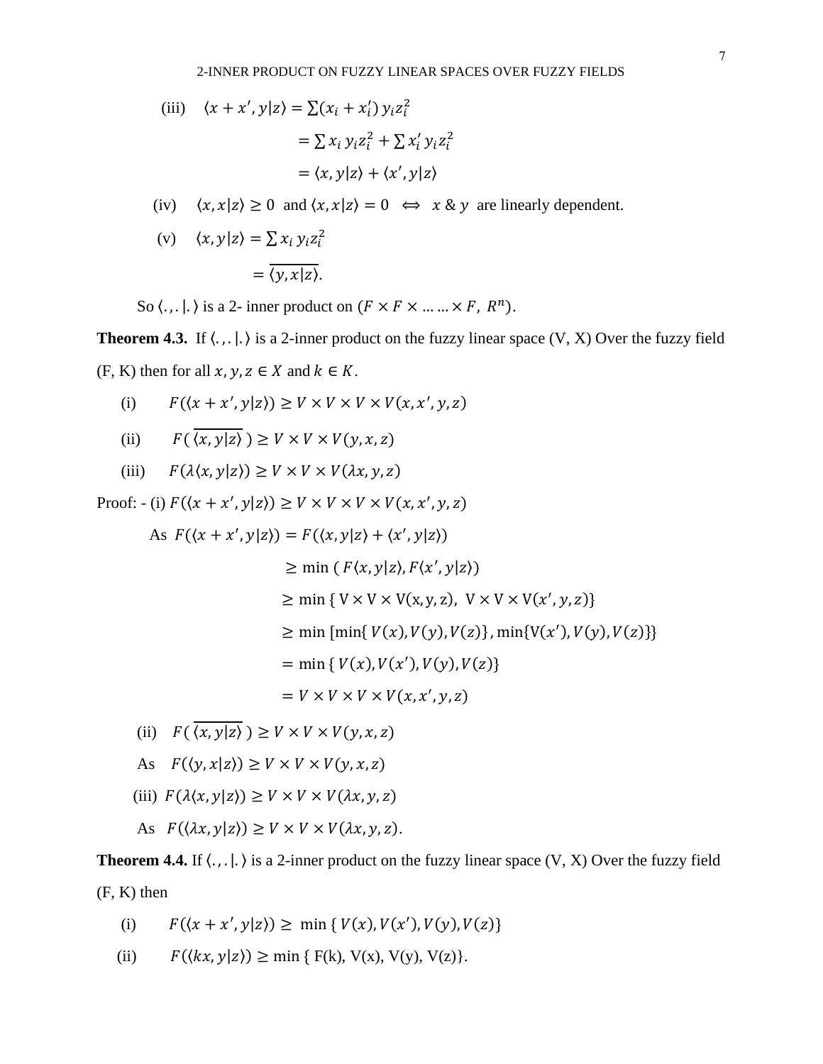(iii) $\langle x + x', y|z\rangle = \sum(x_i + x_i')\, y_i z_i^2$

$$= \sum x_i\, y_i z_i^2 + \sum x_i'\, y_i z_i^2$$

$$= \langle x, y|z\rangle + \langle x', y|z\rangle$$

(iv) $\langle x, x|z\rangle \geq 0$ and $\langle x, x|z\rangle = 0 \iff x \;\&\; y$ are linearly dependent.

(v) $\langle x, y|z\rangle = \sum x_i\, y_i z_i^2$

$$= \overline{\langle y, x|z\rangle}.$$

So $\langle .\,, .\,|.\,\rangle$ is a 2- inner product on $(F \times F \times \dots \dots \times F,\; R^n)$.

**Theorem 4.3.** If $\langle .\,, .\,|.\,\rangle$ is a 2-inner product on the fuzzy linear space (V, X) Over the fuzzy field (F, K) then for all $x, y, z \in X$ and $k \in K$.

(i) $F(\langle x + x', y|z\rangle) \geq V \times V \times V \times V(x, x', y, z)$

(ii) $F(\,\overline{\langle x, y|z\rangle}\,) \geq V \times V \times V(y, x, z)$

(iii) $F(\lambda\langle x, y|z\rangle) \geq V \times V \times V(\lambda x, y, z)$

Proof: - (i) $F(\langle x + x', y|z\rangle) \geq V \times V \times V \times V(x, x', y, z)$

As $F(\langle x + x', y|z\rangle) = F(\langle x, y|z\rangle + \langle x', y|z\rangle)$

$$\geq \min\,(\,F\langle x, y|z\rangle, F\langle x', y|z\rangle)$$

$$\geq \min\{\,V \times V \times V(x, y, z),\; V \times V \times V(x', y, z)\}$$

$$\geq \min\,[\min\{\,V(x), V(y), V(z)\}, \min\{V(x'), V(y), V(z)\}]$$

$$= \min\{\,V(x), V(x'), V(y), V(z)\}$$

$$= V \times V \times V \times V(x, x', y, z)$$

(ii) $F(\,\overline{\langle x, y|z\rangle}\,) \geq V \times V \times V(y, x, z)$

As $F(\langle y, x|z\rangle) \geq V \times V \times V(y, x, z)$

(iii) $F(\lambda\langle x, y|z\rangle) \geq V \times V \times V(\lambda x, y, z)$

As $F(\langle \lambda x, y|z\rangle) \geq V \times V \times V(\lambda x, y, z)$.

**Theorem 4.4.** If $\langle .\,, .\,|.\,\rangle$ is a 2-inner product on the fuzzy linear space (V, X) Over the fuzzy field (F, K) then

(i) $F(\langle x + x', y|z\rangle) \geq \min\{\,V(x), V(x'), V(y), V(z)\}$

(ii) $F(\langle kx, y|z\rangle) \geq \min\{\,F(k), V(x), V(y), V(z)\}$.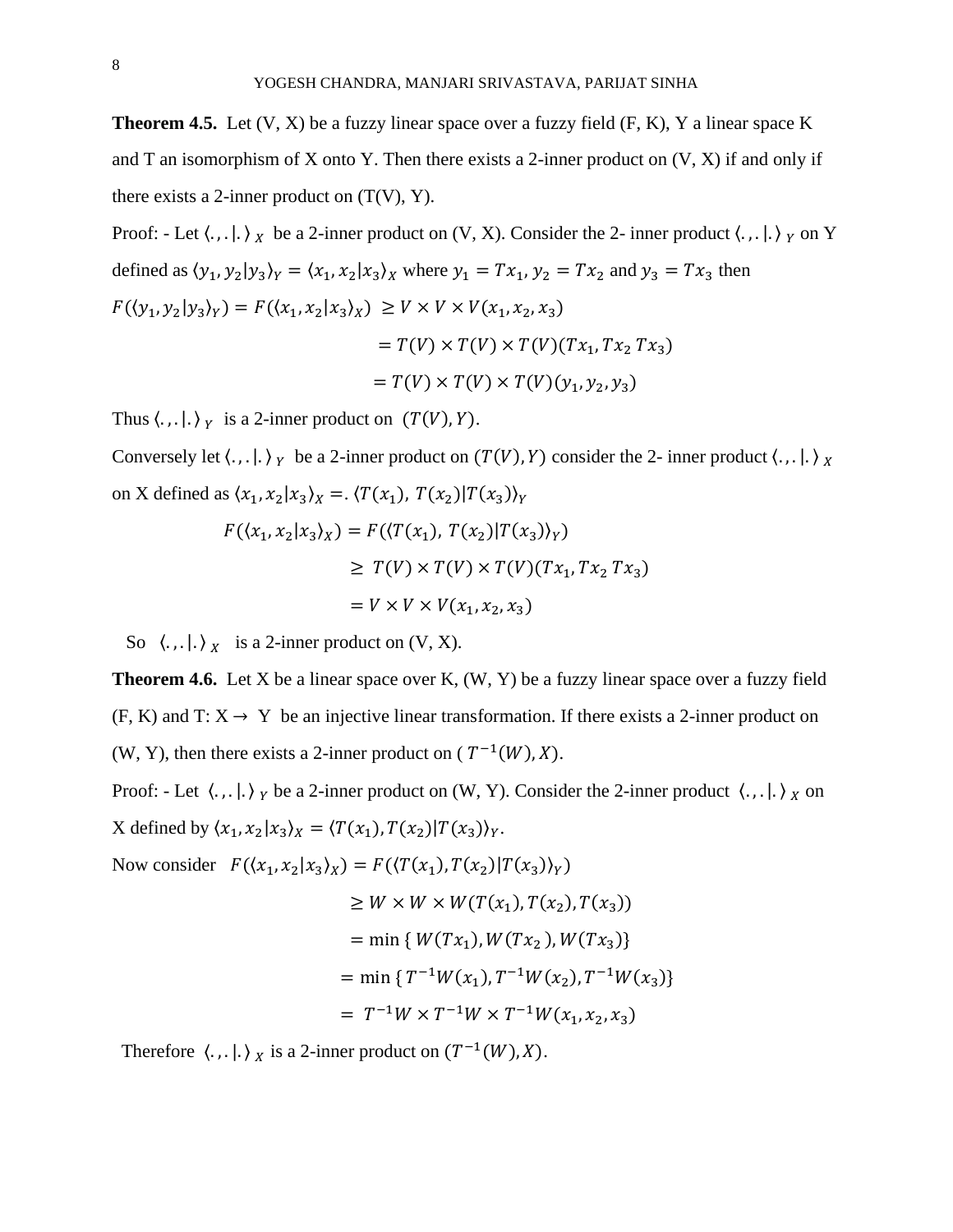**Theorem 4.5.** Let (V, X) be a fuzzy linear space over a fuzzy field (F, K), Y a linear space K and T an isomorphism of X onto Y. Then there exists a 2-inner product on (V, X) if and only if there exists a 2-inner product on (T(V), Y).

Proof: - Let $\langle .,.|. \rangle_X$ be a 2-inner product on (V, X). Consider the 2- inner product $\langle .,.|. \rangle_Y$ on Y defined as $\langle y_1, y_2|y_3\rangle_Y = \langle x_1, x_2|x_3\rangle_X$ where $y_1 = Tx_1$, $y_2 = Tx_2$ and $y_3 = Tx_3$ then

$$F(\langle y_1, y_2|y_3\rangle_Y) = F(\langle x_1, x_2|x_3\rangle_X) \geq V \times V \times V(x_1, x_2, x_3)$$
$$= T(V) \times T(V) \times T(V)(Tx_1, Tx_2\ Tx_3)$$
$$= T(V) \times T(V) \times T(V)(y_1, y_2, y_3)$$

Thus $\langle .,.|. \rangle_Y$ is a 2-inner product on $(T(V), Y)$.

Conversely let $\langle .,.|. \rangle_Y$ be a 2-inner product on $(T(V), Y)$ consider the 2- inner product $\langle .,.|. \rangle_X$ on X defined as $\langle x_1, x_2|x_3\rangle_X = .\ \langle T(x_1),\ T(x_2)|T(x_3)\rangle_Y$

$$F(\langle x_1, x_2|x_3\rangle_X) = F(\langle T(x_1),\ T(x_2)|T(x_3)\rangle_Y)$$
$$\geq\ T(V) \times T(V) \times T(V)(Tx_1, Tx_2\ Tx_3)$$
$$= V \times V \times V(x_1, x_2, x_3)$$

So $\langle .,.|. \rangle_X$ is a 2-inner product on (V, X).

**Theorem 4.6.** Let X be a linear space over K, (W, Y) be a fuzzy linear space over a fuzzy field (F, K) and T: X → Y be an injective linear transformation. If there exists a 2-inner product on (W, Y), then there exists a 2-inner product on ( $T^{-1}(W), X$).

Proof: - Let $\langle .,.|. \rangle_Y$ be a 2-inner product on (W, Y). Consider the 2-inner product $\langle .,.|. \rangle_X$ on X defined by $\langle x_1, x_2|x_3\rangle_X = \langle T(x_1), T(x_2)|T(x_3)\rangle_Y$.

Now consider $F(\langle x_1, x_2|x_3\rangle_X) = F(\langle T(x_1), T(x_2)|T(x_3)\rangle_Y)$

$$\geq W \times W \times W(T(x_1), T(x_2), T(x_3))$$
$$= \min\{\ W(Tx_1), W(Tx_2\ ), W(Tx_3)\}$$
$$= \min\{T^{-1}W(x_1), T^{-1}W(x_2), T^{-1}W(x_3)\}$$
$$=\ T^{-1}W \times T^{-1}W \times T^{-1}W(x_1, x_2, x_3)$$

Therefore $\langle .,.|. \rangle_X$ is a 2-inner product on $(T^{-1}(W), X)$.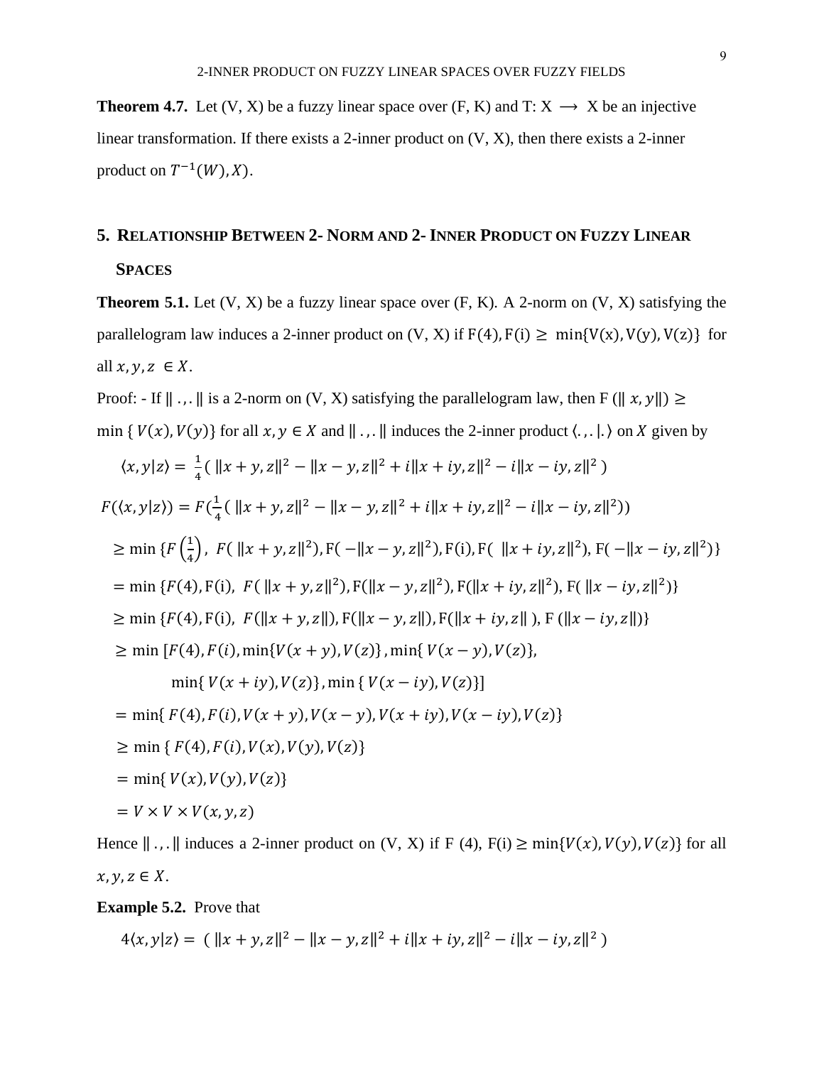**Theorem 4.7.** Let (V, X) be a fuzzy linear space over (F, K) and T: X $\longrightarrow$ X be an injective linear transformation. If there exists a 2-inner product on (V, X), then there exists a 2-inner product on $T^{-1}(W), X)$.

## 5. Relationship Between 2- Norm and 2- Inner Product on Fuzzy Linear Spaces

**Theorem 5.1.** Let (V, X) be a fuzzy linear space over (F, K). A 2-norm on (V, X) satisfying the parallelogram law induces a 2-inner product on (V, X) if $\mathrm{F}(4), \mathrm{F}(\mathrm{i}) \geq \min\{\mathrm{V}(\mathrm{x}), \mathrm{V}(\mathrm{y}), \mathrm{V}(\mathrm{z})\}$ for all $x, y, z \in X$.

Proof: - If $\| .,. \|$ is a 2-norm on (V, X) satisfying the parallelogram law, then $F(\| x, y\|) \geq \min\{V(x), V(y)\}$ for all $x, y \in X$ and $\| .,. \|$ induces the 2-inner product $\langle .,. | . \rangle$ on $X$ given by

$$\langle x, y|z\rangle = \frac{1}{4}( \|x+y, z\|^2 - \|x-y, z\|^2 + i\|x+iy, z\|^2 - i\|x-iy, z\|^2 )$$

$$F(\langle x, y|z\rangle) = F(\tfrac{1}{4}( \|x+y, z\|^2 - \|x-y, z\|^2 + i\|x+iy, z\|^2 - i\|x-iy, z\|^2))$$

$$\geq \min\{F\left(\tfrac{1}{4}\right), F( \|x+y, z\|^2), \mathrm{F}( -\|x-y, z\|^2), \mathrm{F(i)}, \mathrm{F}( \|x+iy, z\|^2), \mathrm{F}( -\|x-iy, z\|^2)\}$$

$$= \min\{F(4), \mathrm{F(i)}, F( \|x+y, z\|^2), \mathrm{F}(\|x-y, z\|^2), \mathrm{F}(\|x+iy, z\|^2), \mathrm{F}( \|x-iy, z\|^2)\}$$

$$\geq \min\{F(4), \mathrm{F(i)}, F(\|x+y, z\|), \mathrm{F}(\|x-y, z\|), \mathrm{F}(\|x+iy, z\| ), \mathrm{F}(\|x-iy, z\|)\}$$

$$\geq \min[F(4), F(i), \min\{V(x+y), V(z)\}, \min\{ V(x-y), V(z)\},$$
$$\min\{ V(x+iy), V(z)\}, \min\{ V(x-iy), V(z)\}]$$

$$= \min\{ F(4), F(i), V(x+y), V(x-y), V(x+iy), V(x-iy), V(z)\}$$

$$\geq \min\{ F(4), F(i), V(x), V(y), V(z)\}$$

$$= \min\{ V(x), V(y), V(z)\}$$

$$= V \times V \times V(x, y, z)$$

Hence $\| .,. \|$ induces a 2-inner product on (V, X) if F (4), F(i) $\geq \min\{V(x), V(y), V(z)\}$ for all $x, y, z \in X$.

**Example 5.2.** Prove that

$$4\langle x, y|z\rangle = ( \|x+y, z\|^2 - \|x-y, z\|^2 + i\|x+iy, z\|^2 - i\|x-iy, z\|^2 )$$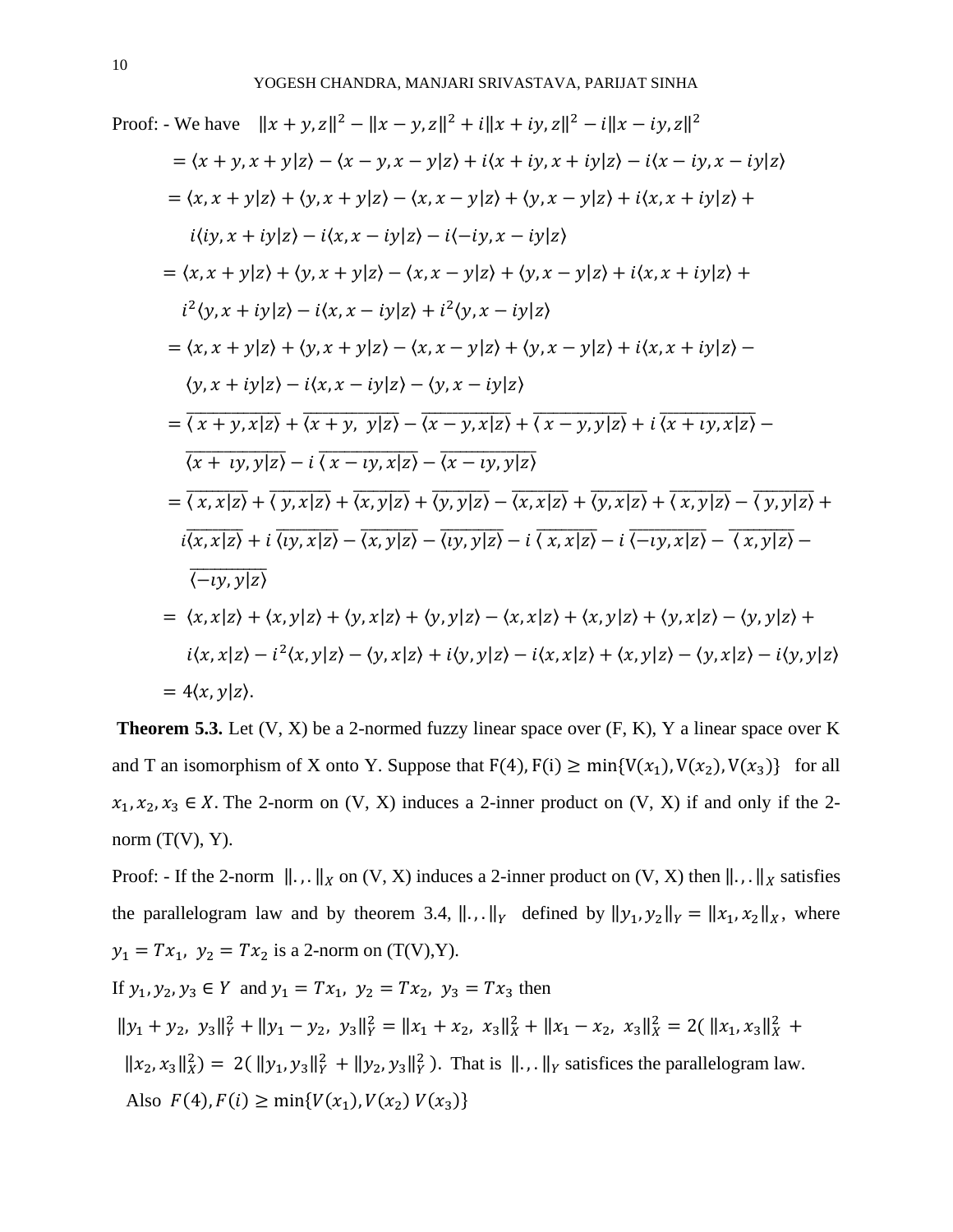Proof: - We have $\|x+y,z\|^2 - \|x-y,z\|^2 + i\|x+iy,z\|^2 - i\|x-iy,z\|^2$

$$= \langle x+y, x+y|z\rangle - \langle x-y, x-y|z\rangle + i\langle x+iy, x+iy|z\rangle - i\langle x-iy, x-iy|z\rangle$$

$$= \langle x, x+y|z\rangle + \langle y, x+y|z\rangle - \langle x, x-y|z\rangle + \langle y, x-y|z\rangle + i\langle x, x+iy|z\rangle +$$
$$i\langle iy, x+iy|z\rangle - i\langle x, x-iy|z\rangle - i\langle -iy, x-iy|z\rangle$$

$$= \langle x, x+y|z\rangle + \langle y, x+y|z\rangle - \langle x, x-y|z\rangle + \langle y, x-y|z\rangle + i\langle x, x+iy|z\rangle +$$
$$i^2\langle y, x+iy|z\rangle - i\langle x, x-iy|z\rangle + i^2\langle y, x-iy|z\rangle$$

$$= \langle x, x+y|z\rangle + \langle y, x+y|z\rangle - \langle x, x-y|z\rangle + \langle y, x-y|z\rangle + i\langle x, x+iy|z\rangle -$$
$$\langle y, x+iy|z\rangle - i\langle x, x-iy|z\rangle - \langle y, x-iy|z\rangle$$

$$= \overline{\langle x+y, x|z\rangle} + \overline{\langle x+y, y|z\rangle} - \overline{\langle x-y, x|z\rangle} + \overline{\langle x-y, y|z\rangle} + i\,\overline{\langle x+\iota y, x|z\rangle} -$$
$$\overline{\langle x+\iota y, y|z\rangle} - i\,\overline{\langle x-\iota y, x|z\rangle} - \overline{\langle x-\iota y, y|z\rangle}$$

$$= \overline{\langle x, x|z\rangle} + \overline{\langle y, x|z\rangle} + \overline{\langle x, y|z\rangle} + \overline{\langle y, y|z\rangle} - \overline{\langle x, x|z\rangle} + \overline{\langle y, x|z\rangle} + \overline{\langle x, y|z\rangle} - \overline{\langle y, y|z\rangle} +$$
$$i\overline{\langle x, x|z\rangle} + i\,\overline{\langle \iota y, x|z\rangle} - \overline{\langle x, y|z\rangle} - \overline{\langle \iota y, y|z\rangle} - i\,\overline{\langle x, x|z\rangle} - i\,\overline{\langle -\iota y, x|z\rangle} - \overline{\langle x, y|z\rangle} -$$
$$\overline{\langle -\iota y, y|z\rangle}$$

$$= \langle x, x|z\rangle + \langle x, y|z\rangle + \langle y, x|z\rangle + \langle y, y|z\rangle - \langle x, x|z\rangle + \langle x, y|z\rangle + \langle y, x|z\rangle - \langle y, y|z\rangle +$$
$$i\langle x, x|z\rangle - i^2\langle x, y|z\rangle - \langle y, x|z\rangle + i\langle y, y|z\rangle - i\langle x, x|z\rangle + \langle x, y|z\rangle - \langle y, x|z\rangle - i\langle y, y|z\rangle$$

$$= 4\langle x, y|z\rangle.$$

**Theorem 5.3.** Let (V, X) be a 2-normed fuzzy linear space over (F, K), Y a linear space over K and T an isomorphism of X onto Y. Suppose that $\mathrm{F}(4), \mathrm{F}(\mathrm{i}) \geq \min\{\mathrm{V}(x_1), \mathrm{V}(x_2), \mathrm{V}(x_3)\}$ for all $x_1, x_2, x_3 \in X$. The 2-norm on (V, X) induces a 2-inner product on (V, X) if and only if the 2-norm (T(V), Y).

Proof: - If the 2-norm $\|.,.\|_X$ on (V, X) induces a 2-inner product on (V, X) then $\|.,.\|_X$ satisfies the parallelogram law and by theorem 3.4, $\|.,.\|_Y$ defined by $\|y_1, y_2\|_Y = \|x_1, x_2\|_X$, where $y_1 = Tx_1$, $y_2 = Tx_2$ is a 2-norm on (T(V),Y).

If $y_1, y_2, y_3 \in Y$ and $y_1 = Tx_1$, $y_2 = Tx_2$, $y_3 = Tx_3$ then

$\|y_1 + y_2, y_3\|_Y^2 + \|y_1 - y_2, y_3\|_Y^2 = \|x_1 + x_2, x_3\|_X^2 + \|x_1 - x_2, x_3\|_X^2 = 2(\|x_1, x_3\|_X^2 + \|x_2, x_3\|_X^2) = 2(\|y_1, y_3\|_Y^2 + \|y_2, y_3\|_Y^2)$. That is $\|.,.\|_Y$ satisfices the parallelogram law.

Also $F(4), F(i) \geq \min\{V(x_1), V(x_2)\ V(x_3)\}$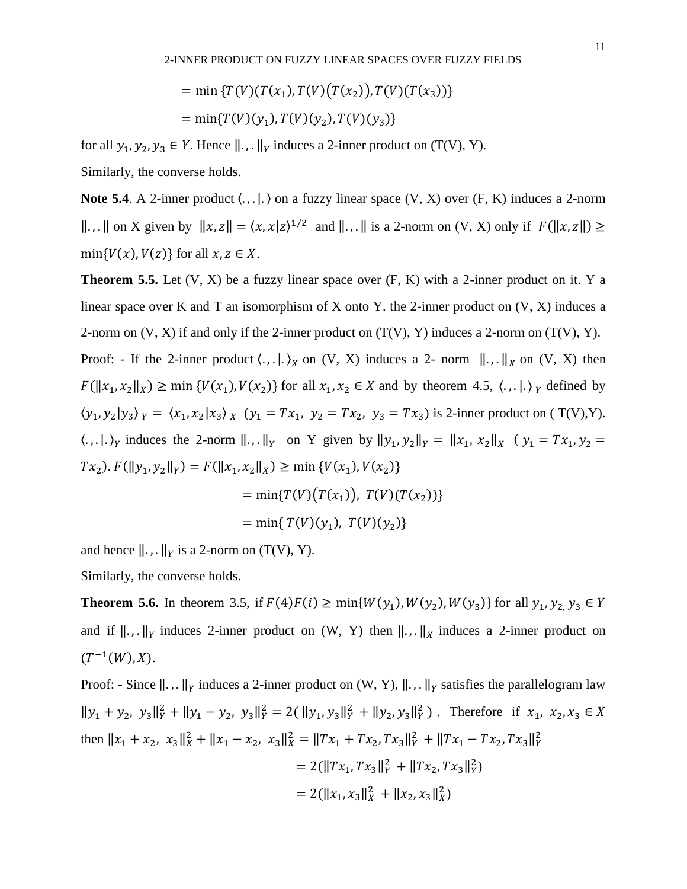$$= \min \{T(V)(T(x_1), T(V)(T(x_2)), T(V)(T(x_3))\}$$

$$= \min\{T(V)(y_1), T(V)(y_2), T(V)(y_3)\}$$

for all $y_1, y_2, y_3 \in Y$. Hence $\|.,.\|_Y$ induces a 2-inner product on (T(V), Y).

Similarly, the converse holds.

**Note 5.4**. A 2-inner product $\langle .,.|.\rangle$ on a fuzzy linear space (V, X) over (F, K) induces a 2-norm $\|.,.\|$ on X given by $\|x, z\| = \langle x, x|z\rangle^{1/2}$ and $\|.,.\|$ is a 2-norm on (V, X) only if $F(\|x, z\|) \geq \min\{V(x), V(z)\}$ for all $x, z \in X$.

**Theorem 5.5.** Let (V, X) be a fuzzy linear space over (F, K) with a 2-inner product on it. Y a linear space over K and T an isomorphism of X onto Y. the 2-inner product on (V, X) induces a 2-norm on (V, X) if and only if the 2-inner product on (T(V), Y) induces a 2-norm on (T(V), Y).

Proof: - If the 2-inner product $\langle .,.|.\rangle_X$ on (V, X) induces a 2- norm $\|.,.\|_X$ on (V, X) then $F(\|x_1, x_2\|_X) \geq \min\{V(x_1), V(x_2)\}$ for all $x_1, x_2 \in X$ and by theorem 4.5, $\langle .,.|.\rangle_Y$ defined by $\langle y_1, y_2|y_3\rangle_Y = \langle x_1, x_2|x_3\rangle_X$ ($y_1 = Tx_1,\ y_2 = Tx_2,\ y_3 = Tx_3$) is 2-inner product on ( T(V),Y). $\langle .,.|.\rangle_Y$ induces the 2-norm $\|.,.\|_Y$ on Y given by $\|y_1, y_2\|_Y = \|x_1, x_2\|_X$ ( $y_1 = Tx_1, y_2 = Tx_2$). $F(\|y_1, y_2\|_Y) = F(\|x_1, x_2\|_X) \geq \min\{V(x_1), V(x_2)\}$

$$= \min\{T(V)(T(x_1)),\ T(V)(T(x_2))\}$$

$$= \min\{T(V)(y_1),\ T(V)(y_2)\}$$

and hence $\|.,.\|_Y$ is a 2-norm on (T(V), Y).

Similarly, the converse holds.

**Theorem 5.6.** In theorem 3.5, if $F(4)F(i) \geq \min\{W(y_1), W(y_2), W(y_3)\}$ for all $y_1, y_2, y_3 \in Y$ and if $\|.,.\|_Y$ induces 2-inner product on (W, Y) then $\|.,.\|_X$ induces a 2-inner product on $(T^{-1}(W), X)$.

Proof: - Since $\|.,.\|_Y$ induces a 2-inner product on (W, Y), $\|.,.\|_Y$ satisfies the parallelogram law $\|y_1 + y_2,\ y_3\|_Y^2 + \|y_1 - y_2,\ y_3\|_Y^2 = 2(\|y_1, y_3\|_Y^2 + \|y_2, y_3\|_Y^2)$ . Therefore if $x_1,\ x_2, x_3 \in X$ then $\|x_1 + x_2,\ x_3\|_X^2 + \|x_1 - x_2,\ x_3\|_X^2 = \|Tx_1 + Tx_2, Tx_3\|_Y^2 + \|Tx_1 - Tx_2, Tx_3\|_Y^2$

$$= 2(\|Tx_1, Tx_3\|_Y^2 + \|Tx_2, Tx_3\|_Y^2)$$

$$= 2(\|x_1, x_3\|_X^2 + \|x_2, x_3\|_X^2)$$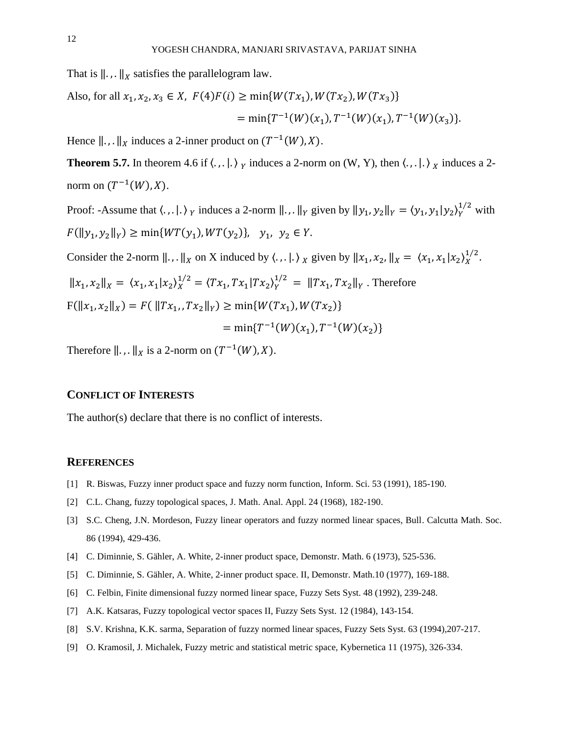That is $\|.,.\|_X$ satisfies the parallelogram law.

Also, for all $x_1, x_2, x_3 \in X$, $F(4)F(i) \geq \min\{W(Tx_1), W(Tx_2), W(Tx_3)\}$

$$= \min\{T^{-1}(W)(x_1), T^{-1}(W)(x_1), T^{-1}(W)(x_3)\}.$$

Hence $\|.,.\|_X$ induces a 2-inner product on $(T^{-1}(W), X)$.

**Theorem 5.7.** In theorem 4.6 if $\langle .,. | . \rangle_Y$ induces a 2-norm on (W, Y), then $\langle .,. | . \rangle_X$ induces a 2-norm on $(T^{-1}(W), X)$.

Proof: -Assume that $\langle .,. | . \rangle_Y$ induces a 2-norm $\|.,.\|_Y$ given by $\|y_1, y_2\|_Y = \langle y_1, y_1 | y_2 \rangle_Y^{1/2}$ with $F(\|y_1, y_2\|_Y) \geq \min\{WT(y_1), WT(y_2)\}, \quad y_1, \ y_2 \in Y$.

Consider the 2-norm $\|.,.\|_X$ on X induced by $\langle .,. | . \rangle_X$ given by $\|x_1, x_2, \|_X = \langle x_1, x_1 | x_2 \rangle_X^{1/2}$.

$\|x_1, x_2\|_X = \langle x_1, x_1 | x_2 \rangle_X^{1/2} = \langle Tx_1, Tx_1 | Tx_2 \rangle_Y^{1/2} = \|Tx_1, Tx_2\|_Y$ . Therefore

$F(\|x_1, x_2\|_X) = F( \|Tx_1, , Tx_2\|_Y) \geq \min\{W(Tx_1), W(Tx_2)\}$

$$= \min\{T^{-1}(W)(x_1), T^{-1}(W)(x_2)\}$$

Therefore $\|.,.\|_X$ is a 2-norm on $(T^{-1}(W), X)$.

## Conflict of Interests

The author(s) declare that there is no conflict of interests.

## References

[1] R. Biswas, Fuzzy inner product space and fuzzy norm function, Inform. Sci. 53 (1991), 185-190.

[2] C.L. Chang, fuzzy topological spaces, J. Math. Anal. Appl. 24 (1968), 182-190.

[3] S.C. Cheng, J.N. Mordeson, Fuzzy linear operators and fuzzy normed linear spaces, Bull. Calcutta Math. Soc. 86 (1994), 429-436.

[4] C. Diminnie, S. Gähler, A. White, 2-inner product space, Demonstr. Math. 6 (1973), 525-536.

[5] C. Diminnie, S. Gähler, A. White, 2-inner product space. II, Demonstr. Math.10 (1977), 169-188.

[6] C. Felbin, Finite dimensional fuzzy normed linear space, Fuzzy Sets Syst. 48 (1992), 239-248.

[7] A.K. Katsaras, Fuzzy topological vector spaces II, Fuzzy Sets Syst. 12 (1984), 143-154.

[8] S.V. Krishna, K.K. sarma, Separation of fuzzy normed linear spaces, Fuzzy Sets Syst. 63 (1994),207-217.

[9] O. Kramosil, J. Michalek, Fuzzy metric and statistical metric space, Kybernetica 11 (1975), 326-334.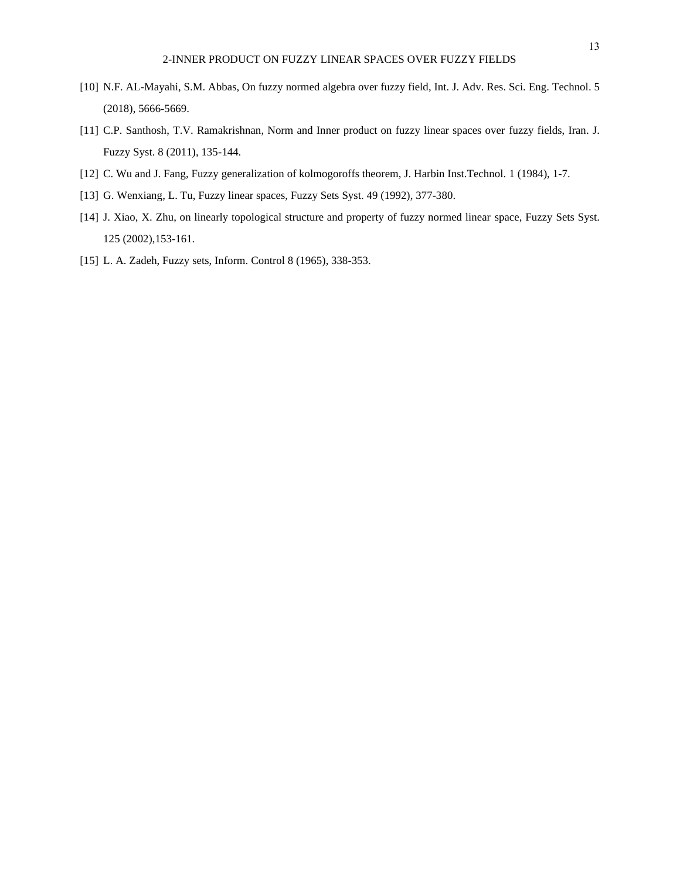[10] N.F. AL-Mayahi, S.M. Abbas, On fuzzy normed algebra over fuzzy field, Int. J. Adv. Res. Sci. Eng. Technol. 5 (2018), 5666-5669.

[11] C.P. Santhosh, T.V. Ramakrishnan, Norm and Inner product on fuzzy linear spaces over fuzzy fields, Iran. J. Fuzzy Syst. 8 (2011), 135-144.

[12] C. Wu and J. Fang, Fuzzy generalization of kolmogoroffs theorem, J. Harbin Inst.Technol. 1 (1984), 1-7.

[13] G. Wenxiang, L. Tu, Fuzzy linear spaces, Fuzzy Sets Syst. 49 (1992), 377-380.

[14] J. Xiao, X. Zhu, on linearly topological structure and property of fuzzy normed linear space, Fuzzy Sets Syst. 125 (2002),153-161.

[15] L. A. Zadeh, Fuzzy sets, Inform. Control 8 (1965), 338-353.